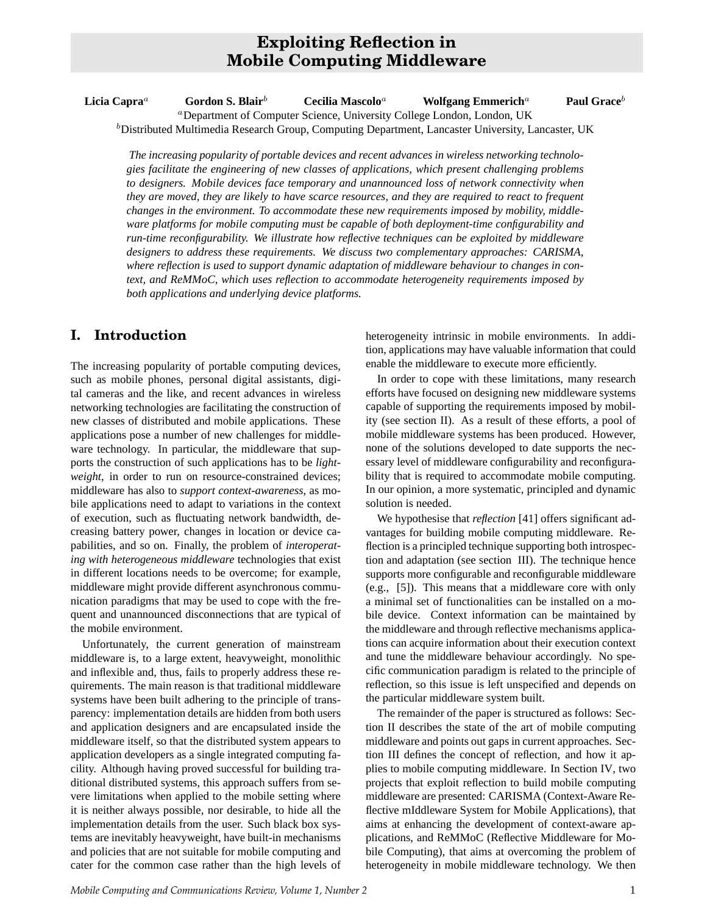# Exploiting Reflection in Mobile Computing Middleware

**Licia Capra**[a] **Gordon S. Blair**[b] **Cecilia Mascolo**[a] **Wolfgang Emmerich**[a] **Paul Grace**[b]

[a]Department of Computer Science, University College London, London, UK

[b]Distributed Multimedia Research Group, Computing Department, Lancaster University, Lancaster, UK

*The increasing popularity of portable devices and recent advances in wireless networking technologies facilitate the engineering of new classes of applications, which present challenging problems to designers. Mobile devices face temporary and unannounced loss of network connectivity when they are moved, they are likely to have scarce resources, and they are required to react to frequent changes in the environment. To accommodate these new requirements imposed by mobility, middleware platforms for mobile computing must be capable of both deployment-time configurability and run-time reconfigurability. We illustrate how reflective techniques can be exploited by middleware designers to address these requirements. We discuss two complementary approaches: CARISMA, where reflection is used to support dynamic adaptation of middleware behaviour to changes in context, and ReMMoC, which uses reflection to accommodate heterogeneity requirements imposed by both applications and underlying device platforms.*

## I. Introduction

The increasing popularity of portable computing devices, such as mobile phones, personal digital assistants, digital cameras and the like, and recent advances in wireless networking technologies are facilitating the construction of new classes of distributed and mobile applications. These applications pose a number of new challenges for middleware technology. In particular, the middleware that supports the construction of such applications has to be *lightweight*, in order to run on resource-constrained devices; middleware has also to *support context-awareness*, as mobile applications need to adapt to variations in the context of execution, such as fluctuating network bandwidth, decreasing battery power, changes in location or device capabilities, and so on. Finally, the problem of *interoperating with heterogeneous middleware* technologies that exist in different locations needs to be overcome; for example, middleware might provide different asynchronous communication paradigms that may be used to cope with the frequent and unannounced disconnections that are typical of the mobile environment.

Unfortunately, the current generation of mainstream middleware is, to a large extent, heavyweight, monolithic and inflexible and, thus, fails to properly address these requirements. The main reason is that traditional middleware systems have been built adhering to the principle of transparency: implementation details are hidden from both users and application designers and are encapsulated inside the middleware itself, so that the distributed system appears to application developers as a single integrated computing facility. Although having proved successful for building traditional distributed systems, this approach suffers from severe limitations when applied to the mobile setting where it is neither always possible, nor desirable, to hide all the implementation details from the user. Such black box systems are inevitably heavyweight, have built-in mechanisms and policies that are not suitable for mobile computing and cater for the common case rather than the high levels of heterogeneity intrinsic in mobile environments. In addition, applications may have valuable information that could enable the middleware to execute more efficiently.

In order to cope with these limitations, many research efforts have focused on designing new middleware systems capable of supporting the requirements imposed by mobility (see section II). As a result of these efforts, a pool of mobile middleware systems has been produced. However, none of the solutions developed to date supports the necessary level of middleware configurability and reconfigurability that is required to accommodate mobile computing. In our opinion, a more systematic, principled and dynamic solution is needed.

We hypothesise that *reflection* [41] offers significant advantages for building mobile computing middleware. Reflection is a principled technique supporting both introspection and adaptation (see section III). The technique hence supports more configurable and reconfigurable middleware (e.g., [5]). This means that a middleware core with only a minimal set of functionalities can be installed on a mobile device. Context information can be maintained by the middleware and through reflective mechanisms applications can acquire information about their execution context and tune the middleware behaviour accordingly. No specific communication paradigm is related to the principle of reflection, so this issue is left unspecified and depends on the particular middleware system built.

The remainder of the paper is structured as follows: Section II describes the state of the art of mobile computing middleware and points out gaps in current approaches. Section III defines the concept of reflection, and how it applies to mobile computing middleware. In Section IV, two projects that exploit reflection to build mobile computing middleware are presented: CARISMA (Context-Aware Reflective mIddleware System for Mobile Applications), that aims at enhancing the development of context-aware applications, and ReMMoC (Reflective Middleware for Mobile Computing), that aims at overcoming the problem of heterogeneity in mobile middleware technology. We then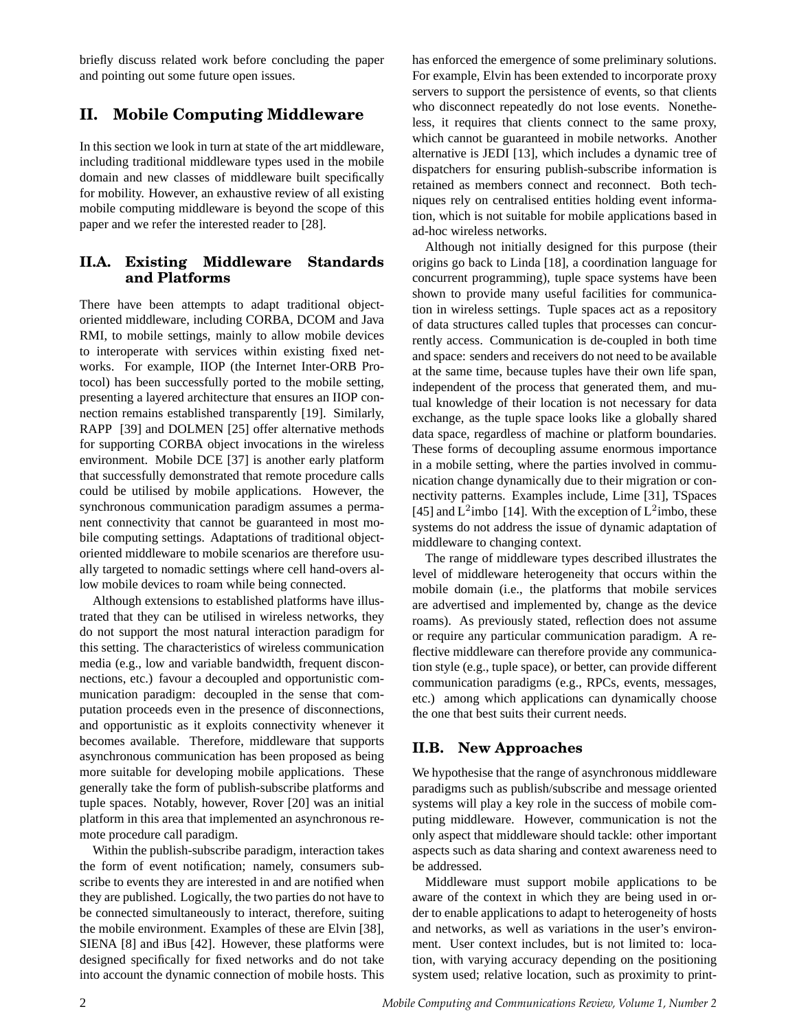briefly discuss related work before concluding the paper and pointing out some future open issues.

## II. Mobile Computing Middleware

In this section we look in turn at state of the art middleware, including traditional middleware types used in the mobile domain and new classes of middleware built specifically for mobility. However, an exhaustive review of all existing mobile computing middleware is beyond the scope of this paper and we refer the interested reader to [28].

### II.A. Existing Middleware Standards and Platforms

There have been attempts to adapt traditional object-oriented middleware, including CORBA, DCOM and Java RMI, to mobile settings, mainly to allow mobile devices to interoperate with services within existing fixed networks. For example, IIOP (the Internet Inter-ORB Protocol) has been successfully ported to the mobile setting, presenting a layered architecture that ensures an IIOP connection remains established transparently [19]. Similarly, RAPP [39] and DOLMEN [25] offer alternative methods for supporting CORBA object invocations in the wireless environment. Mobile DCE [37] is another early platform that successfully demonstrated that remote procedure calls could be utilised by mobile applications. However, the synchronous communication paradigm assumes a permanent connectivity that cannot be guaranteed in most mobile computing settings. Adaptations of traditional object-oriented middleware to mobile scenarios are therefore usually targeted to nomadic settings where cell hand-overs allow mobile devices to roam while being connected.

Although extensions to established platforms have illustrated that they can be utilised in wireless networks, they do not support the most natural interaction paradigm for this setting. The characteristics of wireless communication media (e.g., low and variable bandwidth, frequent disconnections, etc.) favour a decoupled and opportunistic communication paradigm: decoupled in the sense that computation proceeds even in the presence of disconnections, and opportunistic as it exploits connectivity whenever it becomes available. Therefore, middleware that supports asynchronous communication has been proposed as being more suitable for developing mobile applications. These generally take the form of publish-subscribe platforms and tuple spaces. Notably, however, Rover [20] was an initial platform in this area that implemented an asynchronous remote procedure call paradigm.

Within the publish-subscribe paradigm, interaction takes the form of event notification; namely, consumers subscribe to events they are interested in and are notified when they are published. Logically, the two parties do not have to be connected simultaneously to interact, therefore, suiting the mobile environment. Examples of these are Elvin [38], SIENA [8] and iBus [42]. However, these platforms were designed specifically for fixed networks and do not take into account the dynamic connection of mobile hosts. This has enforced the emergence of some preliminary solutions. For example, Elvin has been extended to incorporate proxy servers to support the persistence of events, so that clients who disconnect repeatedly do not lose events. Nonetheless, it requires that clients connect to the same proxy, which cannot be guaranteed in mobile networks. Another alternative is JEDI [13], which includes a dynamic tree of dispatchers for ensuring publish-subscribe information is retained as members connect and reconnect. Both techniques rely on centralised entities holding event information, which is not suitable for mobile applications based in ad-hoc wireless networks.

Although not initially designed for this purpose (their origins go back to Linda [18], a coordination language for concurrent programming), tuple space systems have been shown to provide many useful facilities for communication in wireless settings. Tuple spaces act as a repository of data structures called tuples that processes can concurrently access. Communication is de-coupled in both time and space: senders and receivers do not need to be available at the same time, because tuples have their own life span, independent of the process that generated them, and mutual knowledge of their location is not necessary for data exchange, as the tuple space looks like a globally shared data space, regardless of machine or platform boundaries. These forms of decoupling assume enormous importance in a mobile setting, where the parties involved in communication change dynamically due to their migration or connectivity patterns. Examples include, Lime [31], TSpaces [45] and $L^2$imbo [14]. With the exception of $L^2$imbo, these systems do not address the issue of dynamic adaptation of middleware to changing context.

The range of middleware types described illustrates the level of middleware heterogeneity that occurs within the mobile domain (i.e., the platforms that mobile services are advertised and implemented by, change as the device roams). As previously stated, reflection does not assume or require any particular communication paradigm. A reflective middleware can therefore provide any communication style (e.g., tuple space), or better, can provide different communication paradigms (e.g., RPCs, events, messages, etc.) among which applications can dynamically choose the one that best suits their current needs.

### II.B. New Approaches

We hypothesise that the range of asynchronous middleware paradigms such as publish/subscribe and message oriented systems will play a key role in the success of mobile computing middleware. However, communication is not the only aspect that middleware should tackle: other important aspects such as data sharing and context awareness need to be addressed.

Middleware must support mobile applications to be aware of the context in which they are being used in order to enable applications to adapt to heterogeneity of hosts and networks, as well as variations in the user's environment. User context includes, but is not limited to: location, with varying accuracy depending on the positioning system used; relative location, such as proximity to print-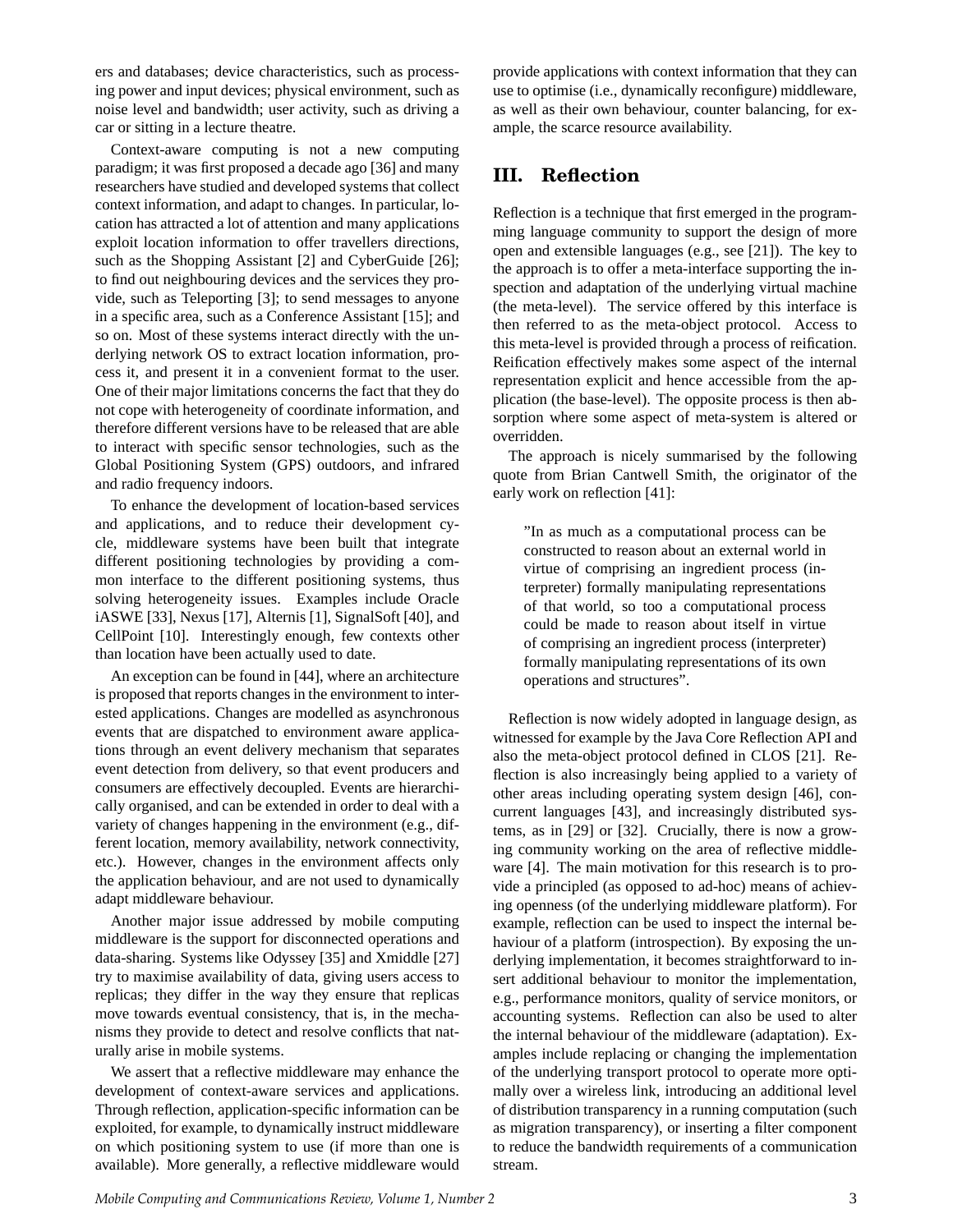ers and databases; device characteristics, such as processing power and input devices; physical environment, such as noise level and bandwidth; user activity, such as driving a car or sitting in a lecture theatre.

Context-aware computing is not a new computing paradigm; it was first proposed a decade ago [36] and many researchers have studied and developed systems that collect context information, and adapt to changes. In particular, location has attracted a lot of attention and many applications exploit location information to offer travellers directions, such as the Shopping Assistant [2] and CyberGuide [26]; to find out neighbouring devices and the services they provide, such as Teleporting [3]; to send messages to anyone in a specific area, such as a Conference Assistant [15]; and so on. Most of these systems interact directly with the underlying network OS to extract location information, process it, and present it in a convenient format to the user. One of their major limitations concerns the fact that they do not cope with heterogeneity of coordinate information, and therefore different versions have to be released that are able to interact with specific sensor technologies, such as the Global Positioning System (GPS) outdoors, and infrared and radio frequency indoors.

To enhance the development of location-based services and applications, and to reduce their development cycle, middleware systems have been built that integrate different positioning technologies by providing a common interface to the different positioning systems, thus solving heterogeneity issues. Examples include Oracle iASWE [33], Nexus [17], Alternis [1], SignalSoft [40], and CellPoint [10]. Interestingly enough, few contexts other than location have been actually used to date.

An exception can be found in [44], where an architecture is proposed that reports changes in the environment to interested applications. Changes are modelled as asynchronous events that are dispatched to environment aware applications through an event delivery mechanism that separates event detection from delivery, so that event producers and consumers are effectively decoupled. Events are hierarchically organised, and can be extended in order to deal with a variety of changes happening in the environment (e.g., different location, memory availability, network connectivity, etc.). However, changes in the environment affects only the application behaviour, and are not used to dynamically adapt middleware behaviour.

Another major issue addressed by mobile computing middleware is the support for disconnected operations and data-sharing. Systems like Odyssey [35] and Xmiddle [27] try to maximise availability of data, giving users access to replicas; they differ in the way they ensure that replicas move towards eventual consistency, that is, in the mechanisms they provide to detect and resolve conflicts that naturally arise in mobile systems.

We assert that a reflective middleware may enhance the development of context-aware services and applications. Through reflection, application-specific information can be exploited, for example, to dynamically instruct middleware on which positioning system to use (if more than one is available). More generally, a reflective middleware would provide applications with context information that they can use to optimise (i.e., dynamically reconfigure) middleware, as well as their own behaviour, counter balancing, for example, the scarce resource availability.

## III. Reflection

Reflection is a technique that first emerged in the programming language community to support the design of more open and extensible languages (e.g., see [21]). The key to the approach is to offer a meta-interface supporting the inspection and adaptation of the underlying virtual machine (the meta-level). The service offered by this interface is then referred to as the meta-object protocol. Access to this meta-level is provided through a process of reification. Reification effectively makes some aspect of the internal representation explicit and hence accessible from the application (the base-level). The opposite process is then absorption where some aspect of meta-system is altered or overridden.

The approach is nicely summarised by the following quote from Brian Cantwell Smith, the originator of the early work on reflection [41]:

> "In as much as a computational process can be constructed to reason about an external world in virtue of comprising an ingredient process (interpreter) formally manipulating representations of that world, so too a computational process could be made to reason about itself in virtue of comprising an ingredient process (interpreter) formally manipulating representations of its own operations and structures".

Reflection is now widely adopted in language design, as witnessed for example by the Java Core Reflection API and also the meta-object protocol defined in CLOS [21]. Reflection is also increasingly being applied to a variety of other areas including operating system design [46], concurrent languages [43], and increasingly distributed systems, as in [29] or [32]. Crucially, there is now a growing community working on the area of reflective middleware [4]. The main motivation for this research is to provide a principled (as opposed to ad-hoc) means of achieving openness (of the underlying middleware platform). For example, reflection can be used to inspect the internal behaviour of a platform (introspection). By exposing the underlying implementation, it becomes straightforward to insert additional behaviour to monitor the implementation, e.g., performance monitors, quality of service monitors, or accounting systems. Reflection can also be used to alter the internal behaviour of the middleware (adaptation). Examples include replacing or changing the implementation of the underlying transport protocol to operate more optimally over a wireless link, introducing an additional level of distribution transparency in a running computation (such as migration transparency), or inserting a filter component to reduce the bandwidth requirements of a communication stream.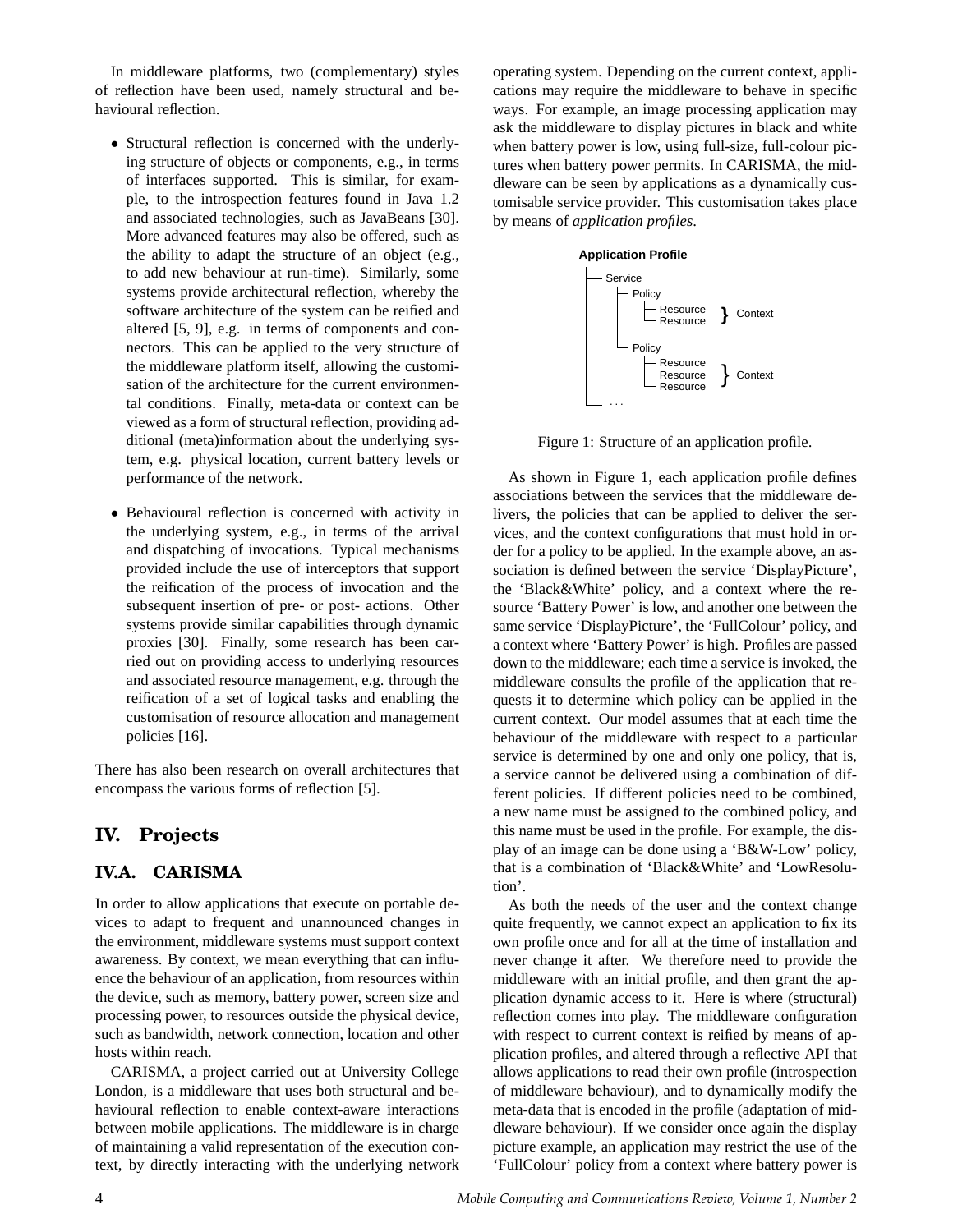In middleware platforms, two (complementary) styles of reflection have been used, namely structural and behavioural reflection.

- Structural reflection is concerned with the underlying structure of objects or components, e.g., in terms of interfaces supported. This is similar, for example, to the introspection features found in Java 1.2 and associated technologies, such as JavaBeans [30]. More advanced features may also be offered, such as the ability to adapt the structure of an object (e.g., to add new behaviour at run-time). Similarly, some systems provide architectural reflection, whereby the software architecture of the system can be reified and altered [5, 9], e.g. in terms of components and connectors. This can be applied to the very structure of the middleware platform itself, allowing the customisation of the architecture for the current environmental conditions. Finally, meta-data or context can be viewed as a form of structural reflection, providing additional (meta)information about the underlying system, e.g. physical location, current battery levels or performance of the network.
- Behavioural reflection is concerned with activity in the underlying system, e.g., in terms of the arrival and dispatching of invocations. Typical mechanisms provided include the use of interceptors that support the reification of the process of invocation and the subsequent insertion of pre- or post- actions. Other systems provide similar capabilities through dynamic proxies [30]. Finally, some research has been carried out on providing access to underlying resources and associated resource management, e.g. through the reification of a set of logical tasks and enabling the customisation of resource allocation and management policies [16].

There has also been research on overall architectures that encompass the various forms of reflection [5].

# IV. Projects

## IV.A. CARISMA

In order to allow applications that execute on portable devices to adapt to frequent and unannounced changes in the environment, middleware systems must support context awareness. By context, we mean everything that can influence the behaviour of an application, from resources within the device, such as memory, battery power, screen size and processing power, to resources outside the physical device, such as bandwidth, network connection, location and other hosts within reach.

CARISMA, a project carried out at University College London, is a middleware that uses both structural and behavioural reflection to enable context-aware interactions between mobile applications. The middleware is in charge of maintaining a valid representation of the execution context, by directly interacting with the underlying network operating system. Depending on the current context, applications may require the middleware to behave in specific ways. For example, an image processing application may ask the middleware to display pictures in black and white when battery power is low, using full-size, full-colour pictures when battery power permits. In CARISMA, the middleware can be seen by applications as a dynamically customisable service provider. This customisation takes place by means of *application profiles*.

**Application Profile**

Service
Policy
Resource
Resource
Context
Policy
Resource
Resource
Resource
Context
...

Figure 1: Structure of an application profile.

As shown in Figure 1, each application profile defines associations between the services that the middleware delivers, the policies that can be applied to deliver the services, and the context configurations that must hold in order for a policy to be applied. In the example above, an association is defined between the service ‘DisplayPicture’, the ‘Black&White’ policy, and a context where the resource ‘Battery Power’ is low, and another one between the same service ‘DisplayPicture’, the ‘FullColour’ policy, and a context where ‘Battery Power’ is high. Profiles are passed down to the middleware; each time a service is invoked, the middleware consults the profile of the application that requests it to determine which policy can be applied in the current context. Our model assumes that at each time the behaviour of the middleware with respect to a particular service is determined by one and only one policy, that is, a service cannot be delivered using a combination of different policies. If different policies need to be combined, a new name must be assigned to the combined policy, and this name must be used in the profile. For example, the display of an image can be done using a ‘B&W-Low’ policy, that is a combination of ‘Black&White’ and ‘LowResolution’.

As both the needs of the user and the context change quite frequently, we cannot expect an application to fix its own profile once and for all at the time of installation and never change it after. We therefore need to provide the middleware with an initial profile, and then grant the application dynamic access to it. Here is where (structural) reflection comes into play. The middleware configuration with respect to current context is reified by means of application profiles, and altered through a reflective API that allows applications to read their own profile (introspection of middleware behaviour), and to dynamically modify the meta-data that is encoded in the profile (adaptation of middleware behaviour). If we consider once again the display picture example, an application may restrict the use of the ‘FullColour’ policy from a context where battery power is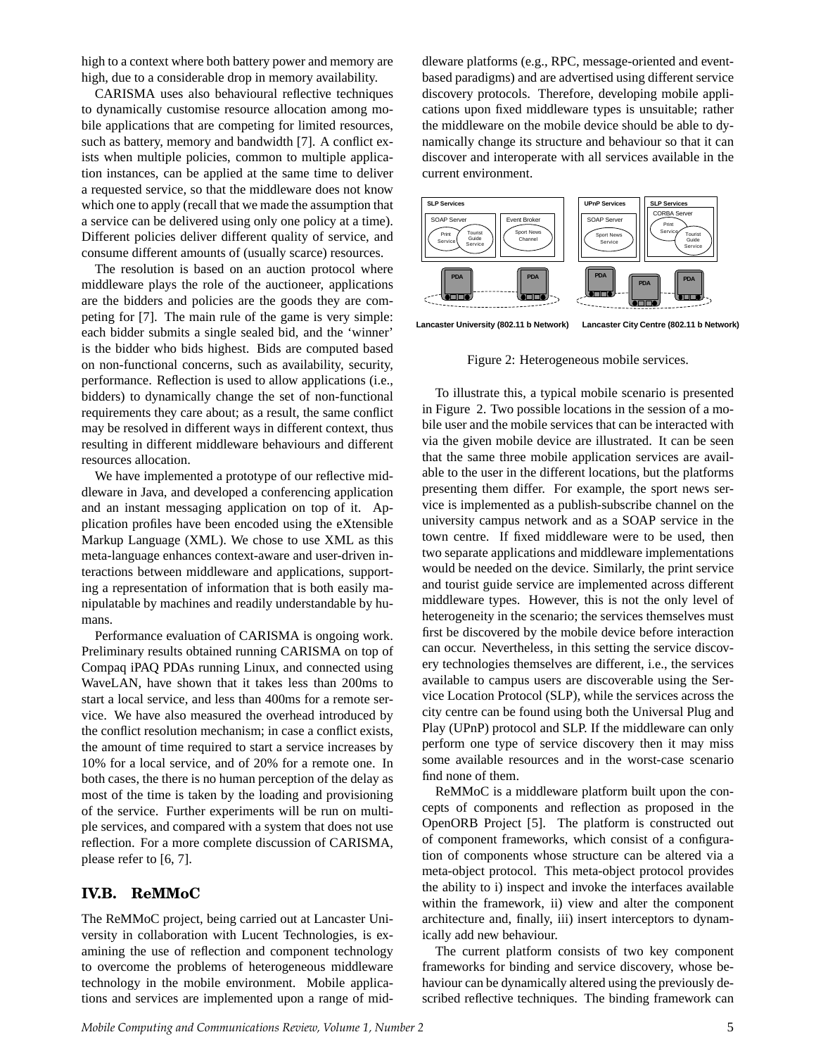high to a context where both battery power and memory are high, due to a considerable drop in memory availability.

CARISMA uses also behavioural reflective techniques to dynamically customise resource allocation among mobile applications that are competing for limited resources, such as battery, memory and bandwidth [7]. A conflict exists when multiple policies, common to multiple application instances, can be applied at the same time to deliver a requested service, so that the middleware does not know which one to apply (recall that we made the assumption that a service can be delivered using only one policy at a time). Different policies deliver different quality of service, and consume different amounts of (usually scarce) resources.

The resolution is based on an auction protocol where middleware plays the role of the auctioneer, applications are the bidders and policies are the goods they are competing for [7]. The main rule of the game is very simple: each bidder submits a single sealed bid, and the 'winner' is the bidder who bids highest. Bids are computed based on non-functional concerns, such as availability, security, performance. Reflection is used to allow applications (i.e., bidders) to dynamically change the set of non-functional requirements they care about; as a result, the same conflict may be resolved in different ways in different context, thus resulting in different middleware behaviours and different resources allocation.

We have implemented a prototype of our reflective middleware in Java, and developed a conferencing application and an instant messaging application on top of it. Application profiles have been encoded using the eXtensible Markup Language (XML). We chose to use XML as this meta-language enhances context-aware and user-driven interactions between middleware and applications, supporting a representation of information that is both easily manipulatable by machines and readily understandable by humans.

Performance evaluation of CARISMA is ongoing work. Preliminary results obtained running CARISMA on top of Compaq iPAQ PDAs running Linux, and connected using WaveLAN, have shown that it takes less than 200ms to start a local service, and less than 400ms for a remote service. We have also measured the overhead introduced by the conflict resolution mechanism; in case a conflict exists, the amount of time required to start a service increases by 10% for a local service, and of 20% for a remote one. In both cases, the there is no human perception of the delay as most of the time is taken by the loading and provisioning of the service. Further experiments will be run on multiple services, and compared with a system that does not use reflection. For a more complete discussion of CARISMA, please refer to [6, 7].

## IV.B. ReMMoC

The ReMMoC project, being carried out at Lancaster University in collaboration with Lucent Technologies, is examining the use of reflection and component technology to overcome the problems of heterogeneous middleware technology in the mobile environment. Mobile applications and services are implemented upon a range of middleware platforms (e.g., RPC, message-oriented and event-based paradigms) and are advertised using different service discovery protocols. Therefore, developing mobile applications upon fixed middleware types is unsuitable; rather the middleware on the mobile device should be able to dynamically change its structure and behaviour so that it can discover and interoperate with all services available in the current environment.

Figure 2: Heterogeneous mobile services.

To illustrate this, a typical mobile scenario is presented in Figure 2. Two possible locations in the session of a mobile user and the mobile services that can be interacted with via the given mobile device are illustrated. It can be seen that the same three mobile application services are available to the user in the different locations, but the platforms presenting them differ. For example, the sport news service is implemented as a publish-subscribe channel on the university campus network and as a SOAP service in the town centre. If fixed middleware were to be used, then two separate applications and middleware implementations would be needed on the device. Similarly, the print service and tourist guide service are implemented across different middleware types. However, this is not the only level of heterogeneity in the scenario; the services themselves must first be discovered by the mobile device before interaction can occur. Nevertheless, in this setting the service discovery technologies themselves are different, i.e., the services available to campus users are discoverable using the Service Location Protocol (SLP), while the services across the city centre can be found using both the Universal Plug and Play (UPnP) protocol and SLP. If the middleware can only perform one type of service discovery then it may miss some available resources and in the worst-case scenario find none of them.

ReMMoC is a middleware platform built upon the concepts of components and reflection as proposed in the OpenORB Project [5]. The platform is constructed out of component frameworks, which consist of a configuration of components whose structure can be altered via a meta-object protocol. This meta-object protocol provides the ability to i) inspect and invoke the interfaces available within the framework, ii) view and alter the component architecture and, finally, iii) insert interceptors to dynamically add new behaviour.

The current platform consists of two key component frameworks for binding and service discovery, whose behaviour can be dynamically altered using the previously described reflective techniques. The binding framework can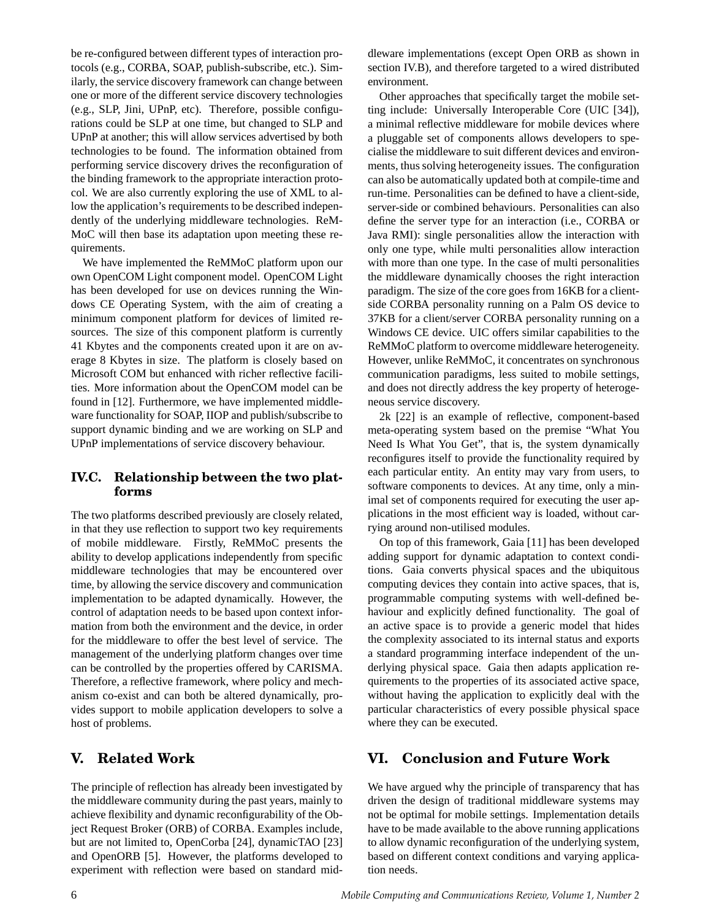be re-configured between different types of interaction protocols (e.g., CORBA, SOAP, publish-subscribe, etc.). Similarly, the service discovery framework can change between one or more of the different service discovery technologies (e.g., SLP, Jini, UPnP, etc). Therefore, possible configurations could be SLP at one time, but changed to SLP and UPnP at another; this will allow services advertised by both technologies to be found. The information obtained from performing service discovery drives the reconfiguration of the binding framework to the appropriate interaction protocol. We are also currently exploring the use of XML to allow the application's requirements to be described independently of the underlying middleware technologies. ReMMoC will then base its adaptation upon meeting these requirements.

We have implemented the ReMMoC platform upon our own OpenCOM Light component model. OpenCOM Light has been developed for use on devices running the Windows CE Operating System, with the aim of creating a minimum component platform for devices of limited resources. The size of this component platform is currently 41 Kbytes and the components created upon it are on average 8 Kbytes in size. The platform is closely based on Microsoft COM but enhanced with richer reflective facilities. More information about the OpenCOM model can be found in [12]. Furthermore, we have implemented middleware functionality for SOAP, IIOP and publish/subscribe to support dynamic binding and we are working on SLP and UPnP implementations of service discovery behaviour.

### IV.C. Relationship between the two platforms

The two platforms described previously are closely related, in that they use reflection to support two key requirements of mobile middleware. Firstly, ReMMoC presents the ability to develop applications independently from specific middleware technologies that may be encountered over time, by allowing the service discovery and communication implementation to be adapted dynamically. However, the control of adaptation needs to be based upon context information from both the environment and the device, in order for the middleware to offer the best level of service. The management of the underlying platform changes over time can be controlled by the properties offered by CARISMA. Therefore, a reflective framework, where policy and mechanism co-exist and can both be altered dynamically, provides support to mobile application developers to solve a host of problems.

## V. Related Work

The principle of reflection has already been investigated by the middleware community during the past years, mainly to achieve flexibility and dynamic reconfigurability of the Object Request Broker (ORB) of CORBA. Examples include, but are not limited to, OpenCorba [24], dynamicTAO [23] and OpenORB [5]. However, the platforms developed to experiment with reflection were based on standard middleware implementations (except Open ORB as shown in section IV.B), and therefore targeted to a wired distributed environment.

Other approaches that specifically target the mobile setting include: Universally Interoperable Core (UIC [34]), a minimal reflective middleware for mobile devices where a pluggable set of components allows developers to specialise the middleware to suit different devices and environments, thus solving heterogeneity issues. The configuration can also be automatically updated both at compile-time and run-time. Personalities can be defined to have a client-side, server-side or combined behaviours. Personalities can also define the server type for an interaction (i.e., CORBA or Java RMI): single personalities allow the interaction with only one type, while multi personalities allow interaction with more than one type. In the case of multi personalities the middleware dynamically chooses the right interaction paradigm. The size of the core goes from 16KB for a client-side CORBA personality running on a Palm OS device to 37KB for a client/server CORBA personality running on a Windows CE device. UIC offers similar capabilities to the ReMMoC platform to overcome middleware heterogeneity. However, unlike ReMMoC, it concentrates on synchronous communication paradigms, less suited to mobile settings, and does not directly address the key property of heterogeneous service discovery.

2k [22] is an example of reflective, component-based meta-operating system based on the premise "What You Need Is What You Get", that is, the system dynamically reconfigures itself to provide the functionality required by each particular entity. An entity may vary from users, to software components to devices. At any time, only a minimal set of components required for executing the user applications in the most efficient way is loaded, without carrying around non-utilised modules.

On top of this framework, Gaia [11] has been developed adding support for dynamic adaptation to context conditions. Gaia converts physical spaces and the ubiquitous computing devices they contain into active spaces, that is, programmable computing systems with well-defined behaviour and explicitly defined functionality. The goal of an active space is to provide a generic model that hides the complexity associated to its internal status and exports a standard programming interface independent of the underlying physical space. Gaia then adapts application requirements to the properties of its associated active space, without having the application to explicitly deal with the particular characteristics of every possible physical space where they can be executed.

## VI. Conclusion and Future Work

We have argued why the principle of transparency that has driven the design of traditional middleware systems may not be optimal for mobile settings. Implementation details have to be made available to the above running applications to allow dynamic reconfiguration of the underlying system, based on different context conditions and varying application needs.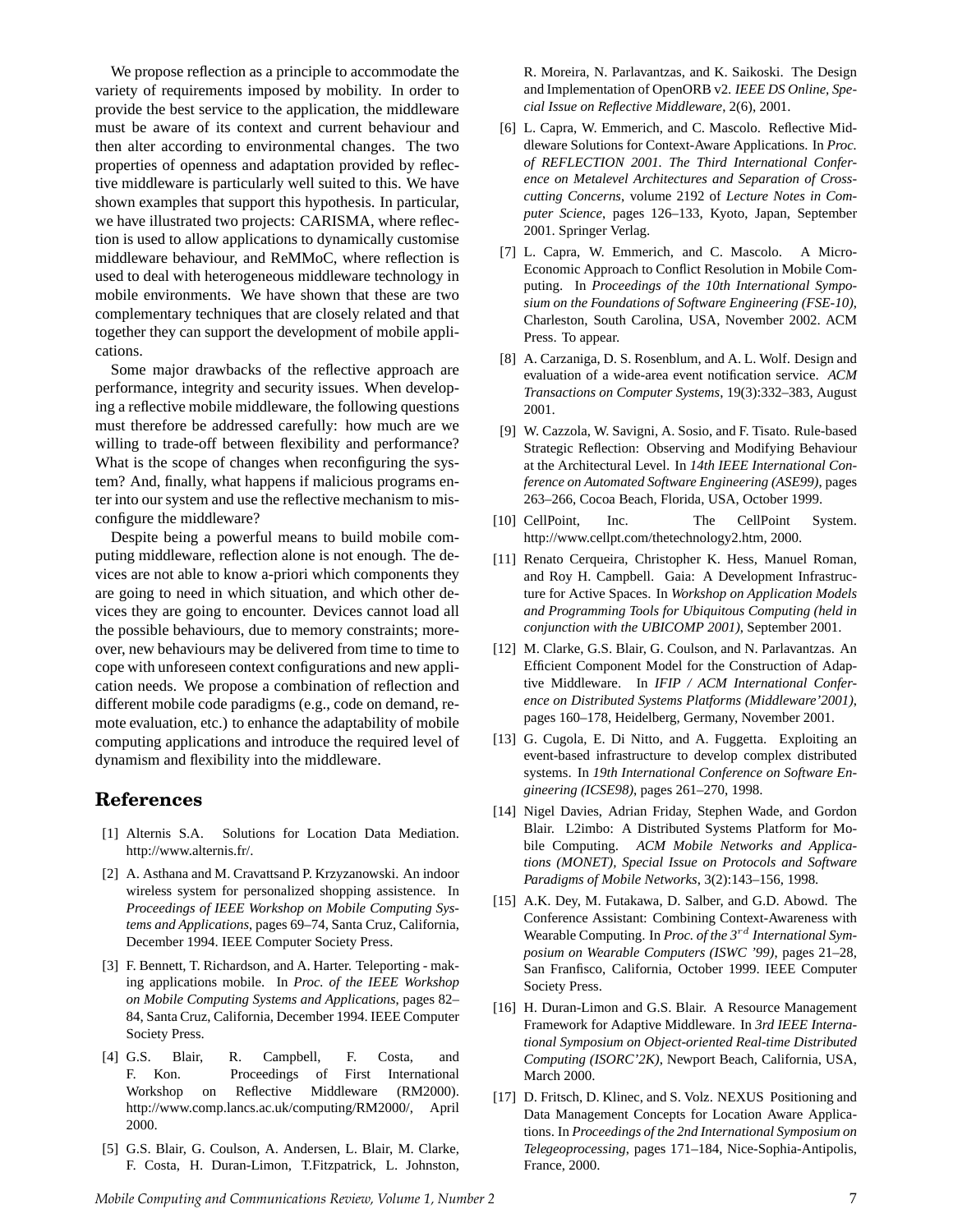We propose reflection as a principle to accommodate the variety of requirements imposed by mobility. In order to provide the best service to the application, the middleware must be aware of its context and current behaviour and then alter according to environmental changes. The two properties of openness and adaptation provided by reflective middleware is particularly well suited to this. We have shown examples that support this hypothesis. In particular, we have illustrated two projects: CARISMA, where reflection is used to allow applications to dynamically customise middleware behaviour, and ReMMoC, where reflection is used to deal with heterogeneous middleware technology in mobile environments. We have shown that these are two complementary techniques that are closely related and that together they can support the development of mobile applications.

Some major drawbacks of the reflective approach are performance, integrity and security issues. When developing a reflective mobile middleware, the following questions must therefore be addressed carefully: how much are we willing to trade-off between flexibility and performance? What is the scope of changes when reconfiguring the system? And, finally, what happens if malicious programs enter into our system and use the reflective mechanism to misconfigure the middleware?

Despite being a powerful means to build mobile computing middleware, reflection alone is not enough. The devices are not able to know a-priori which components they are going to need in which situation, and which other devices they are going to encounter. Devices cannot load all the possible behaviours, due to memory constraints; moreover, new behaviours may be delivered from time to time to cope with unforeseen context configurations and new application needs. We propose a combination of reflection and different mobile code paradigms (e.g., code on demand, remote evaluation, etc.) to enhance the adaptability of mobile computing applications and introduce the required level of dynamism and flexibility into the middleware.

## References

[1] Alternis S.A. Solutions for Location Data Mediation. http://www.alternis.fr/.

[2] A. Asthana and M. Cravattsand P. Krzyzanowski. An indoor wireless system for personalized shopping assistence. In *Proceedings of IEEE Workshop on Mobile Computing Systems and Applications*, pages 69–74, Santa Cruz, California, December 1994. IEEE Computer Society Press.

[3] F. Bennett, T. Richardson, and A. Harter. Teleporting - making applications mobile. In *Proc. of the IEEE Workshop on Mobile Computing Systems and Applications*, pages 82–84, Santa Cruz, California, December 1994. IEEE Computer Society Press.

[4] G.S. Blair, R. Campbell, F. Costa, and F. Kon. Proceedings of First International Workshop on Reflective Middleware (RM2000). http://www.comp.lancs.ac.uk/computing/RM2000/, April 2000.

[5] G.S. Blair, G. Coulson, A. Andersen, L. Blair, M. Clarke, F. Costa, H. Duran-Limon, T.Fitzpatrick, L. Johnston, R. Moreira, N. Parlavantzas, and K. Saikoski. The Design and Implementation of OpenORB v2. *IEEE DS Online, Special Issue on Reflective Middleware*, 2(6), 2001.

[6] L. Capra, W. Emmerich, and C. Mascolo. Reflective Middleware Solutions for Context-Aware Applications. In *Proc. of REFLECTION 2001. The Third International Conference on Metalevel Architectures and Separation of Crosscutting Concerns*, volume 2192 of *Lecture Notes in Computer Science*, pages 126–133, Kyoto, Japan, September 2001. Springer Verlag.

[7] L. Capra, W. Emmerich, and C. Mascolo. A Micro-Economic Approach to Conflict Resolution in Mobile Computing. In *Proceedings of the 10th International Symposium on the Foundations of Software Engineering (FSE-10)*, Charleston, South Carolina, USA, November 2002. ACM Press. To appear.

[8] A. Carzaniga, D. S. Rosenblum, and A. L. Wolf. Design and evaluation of a wide-area event notification service. *ACM Transactions on Computer Systems*, 19(3):332–383, August 2001.

[9] W. Cazzola, W. Savigni, A. Sosio, and F. Tisato. Rule-based Strategic Reflection: Observing and Modifying Behaviour at the Architectural Level. In *14th IEEE International Conference on Automated Software Engineering (ASE99)*, pages 263–266, Cocoa Beach, Florida, USA, October 1999.

[10] CellPoint, Inc. The CellPoint System. http://www.cellpt.com/thetechnology2.htm, 2000.

[11] Renato Cerqueira, Christopher K. Hess, Manuel Roman, and Roy H. Campbell. Gaia: A Development Infrastructure for Active Spaces. In *Workshop on Application Models and Programming Tools for Ubiquitous Computing (held in conjunction with the UBICOMP 2001)*, September 2001.

[12] M. Clarke, G.S. Blair, G. Coulson, and N. Parlavantzas. An Efficient Component Model for the Construction of Adaptive Middleware. In *IFIP / ACM International Conference on Distributed Systems Platforms (Middleware'2001)*, pages 160–178, Heidelberg, Germany, November 2001.

[13] G. Cugola, E. Di Nitto, and A. Fuggetta. Exploiting an event-based infrastructure to develop complex distributed systems. In *19th International Conference on Software Engineering (ICSE98)*, pages 261–270, 1998.

[14] Nigel Davies, Adrian Friday, Stephen Wade, and Gordon Blair. L2imbo: A Distributed Systems Platform for Mobile Computing. *ACM Mobile Networks and Applications (MONET), Special Issue on Protocols and Software Paradigms of Mobile Networks*, 3(2):143–156, 1998.

[15] A.K. Dey, M. Futakawa, D. Salber, and G.D. Abowd. The Conference Assistant: Combining Context-Awareness with Wearable Computing. In *Proc. of the $3^{rd}$ International Symposium on Wearable Computers (ISWC '99)*, pages 21–28, San Franfisco, California, October 1999. IEEE Computer Society Press.

[16] H. Duran-Limon and G.S. Blair. A Resource Management Framework for Adaptive Middleware. In *3rd IEEE International Symposium on Object-oriented Real-time Distributed Computing (ISORC'2K)*, Newport Beach, California, USA, March 2000.

[17] D. Fritsch, D. Klinec, and S. Volz. NEXUS Positioning and Data Management Concepts for Location Aware Applications. In *Proceedings of the 2nd International Symposium on Telegeoprocessing*, pages 171–184, Nice-Sophia-Antipolis, France, 2000.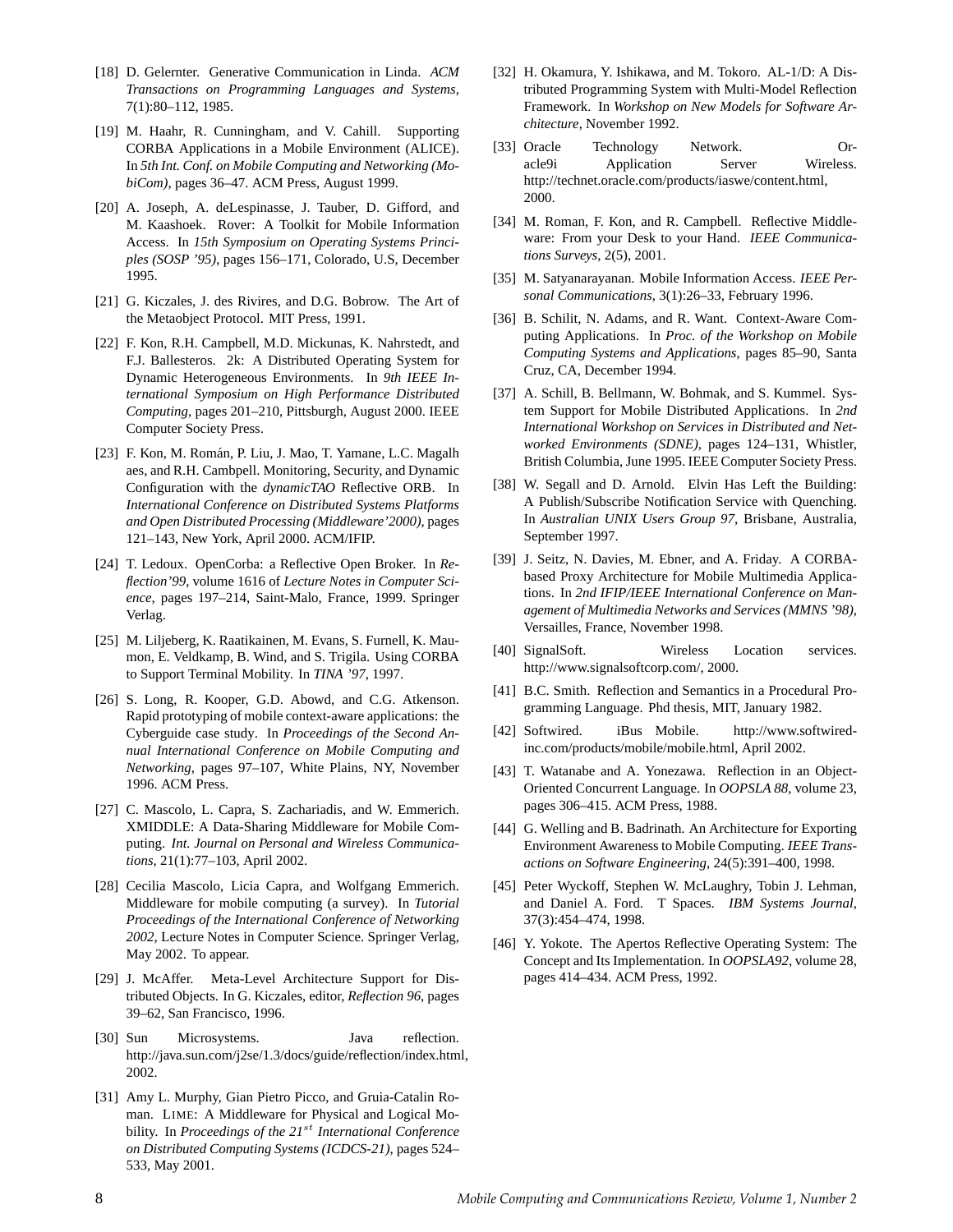[18] D. Gelernter. Generative Communication in Linda. *ACM Transactions on Programming Languages and Systems*, 7(1):80–112, 1985.

[19] M. Haahr, R. Cunningham, and V. Cahill. Supporting CORBA Applications in a Mobile Environment (ALICE). In *5th Int. Conf. on Mobile Computing and Networking (MobiCom)*, pages 36–47. ACM Press, August 1999.

[20] A. Joseph, A. deLespinasse, J. Tauber, D. Gifford, and M. Kaashoek. Rover: A Toolkit for Mobile Information Access. In *15th Symposium on Operating Systems Principles (SOSP '95)*, pages 156–171, Colorado, U.S, December 1995.

[21] G. Kiczales, J. des Rivires, and D.G. Bobrow. The Art of the Metaobject Protocol. MIT Press, 1991.

[22] F. Kon, R.H. Campbell, M.D. Mickunas, K. Nahrstedt, and F.J. Ballesteros. 2k: A Distributed Operating System for Dynamic Heterogeneous Environments. In *9th IEEE International Symposium on High Performance Distributed Computing*, pages 201–210, Pittsburgh, August 2000. IEEE Computer Society Press.

[23] F. Kon, M. Román, P. Liu, J. Mao, T. Yamane, L.C. Magalh aes, and R.H. Cambpell. Monitoring, Security, and Dynamic Configuration with the *dynamicTAO* Reflective ORB. In *International Conference on Distributed Systems Platforms and Open Distributed Processing (Middleware'2000)*, pages 121–143, New York, April 2000. ACM/IFIP.

[24] T. Ledoux. OpenCorba: a Reflective Open Broker. In *Reflection'99*, volume 1616 of *Lecture Notes in Computer Science*, pages 197–214, Saint-Malo, France, 1999. Springer Verlag.

[25] M. Liljeberg, K. Raatikainen, M. Evans, S. Furnell, K. Maumon, E. Veldkamp, B. Wind, and S. Trigila. Using CORBA to Support Terminal Mobility. In *TINA '97*, 1997.

[26] S. Long, R. Kooper, G.D. Abowd, and C.G. Atkenson. Rapid prototyping of mobile context-aware applications: the Cyberguide case study. In *Proceedings of the Second Annual International Conference on Mobile Computing and Networking*, pages 97–107, White Plains, NY, November 1996. ACM Press.

[27] C. Mascolo, L. Capra, S. Zachariadis, and W. Emmerich. XMIDDLE: A Data-Sharing Middleware for Mobile Computing. *Int. Journal on Personal and Wireless Communications*, 21(1):77–103, April 2002.

[28] Cecilia Mascolo, Licia Capra, and Wolfgang Emmerich. Middleware for mobile computing (a survey). In *Tutorial Proceedings of the International Conference of Networking 2002*, Lecture Notes in Computer Science. Springer Verlag, May 2002. To appear.

[29] J. McAffer. Meta-Level Architecture Support for Distributed Objects. In G. Kiczales, editor, *Reflection 96*, pages 39–62, San Francisco, 1996.

[30] Sun Microsystems. Java reflection. http://java.sun.com/j2se/1.3/docs/guide/reflection/index.html, 2002.

[31] Amy L. Murphy, Gian Pietro Picco, and Gruia-Catalin Roman. LIME: A Middleware for Physical and Logical Mobility. In *Proceedings of the 21$^{st}$ International Conference on Distributed Computing Systems (ICDCS-21)*, pages 524–533, May 2001.

[32] H. Okamura, Y. Ishikawa, and M. Tokoro. AL-1/D: A Distributed Programming System with Multi-Model Reflection Framework. In *Workshop on New Models for Software Architecture*, November 1992.

[33] Oracle Technology Network. Oracle9i Application Server Wireless. http://technet.oracle.com/products/iaswe/content.html, 2000.

[34] M. Roman, F. Kon, and R. Campbell. Reflective Middleware: From your Desk to your Hand. *IEEE Communications Surveys*, 2(5), 2001.

[35] M. Satyanarayanan. Mobile Information Access. *IEEE Personal Communications*, 3(1):26–33, February 1996.

[36] B. Schilit, N. Adams, and R. Want. Context-Aware Computing Applications. In *Proc. of the Workshop on Mobile Computing Systems and Applications*, pages 85–90, Santa Cruz, CA, December 1994.

[37] A. Schill, B. Bellmann, W. Bohmak, and S. Kummel. System Support for Mobile Distributed Applications. In *2nd International Workshop on Services in Distributed and Networked Environments (SDNE)*, pages 124–131, Whistler, British Columbia, June 1995. IEEE Computer Society Press.

[38] W. Segall and D. Arnold. Elvin Has Left the Building: A Publish/Subscribe Notification Service with Quenching. In *Australian UNIX Users Group 97*, Brisbane, Australia, September 1997.

[39] J. Seitz, N. Davies, M. Ebner, and A. Friday. A CORBA-based Proxy Architecture for Mobile Multimedia Applications. In *2nd IFIP/IEEE International Conference on Management of Multimedia Networks and Services (MMNS '98)*, Versailles, France, November 1998.

[40] SignalSoft. Wireless Location services. http://www.signalsoftcorp.com/, 2000.

[41] B.C. Smith. Reflection and Semantics in a Procedural Programming Language. Phd thesis, MIT, January 1982.

[42] Softwired. iBus Mobile. http://www.softwired-inc.com/products/mobile/mobile.html, April 2002.

[43] T. Watanabe and A. Yonezawa. Reflection in an Object-Oriented Concurrent Language. In *OOPSLA 88*, volume 23, pages 306–415. ACM Press, 1988.

[44] G. Welling and B. Badrinath. An Architecture for Exporting Environment Awareness to Mobile Computing. *IEEE Transactions on Software Engineering*, 24(5):391–400, 1998.

[45] Peter Wyckoff, Stephen W. McLaughry, Tobin J. Lehman, and Daniel A. Ford. T Spaces. *IBM Systems Journal*, 37(3):454–474, 1998.

[46] Y. Yokote. The Apertos Reflective Operating System: The Concept and Its Implementation. In *OOPSLA92*, volume 28, pages 414–434. ACM Press, 1992.